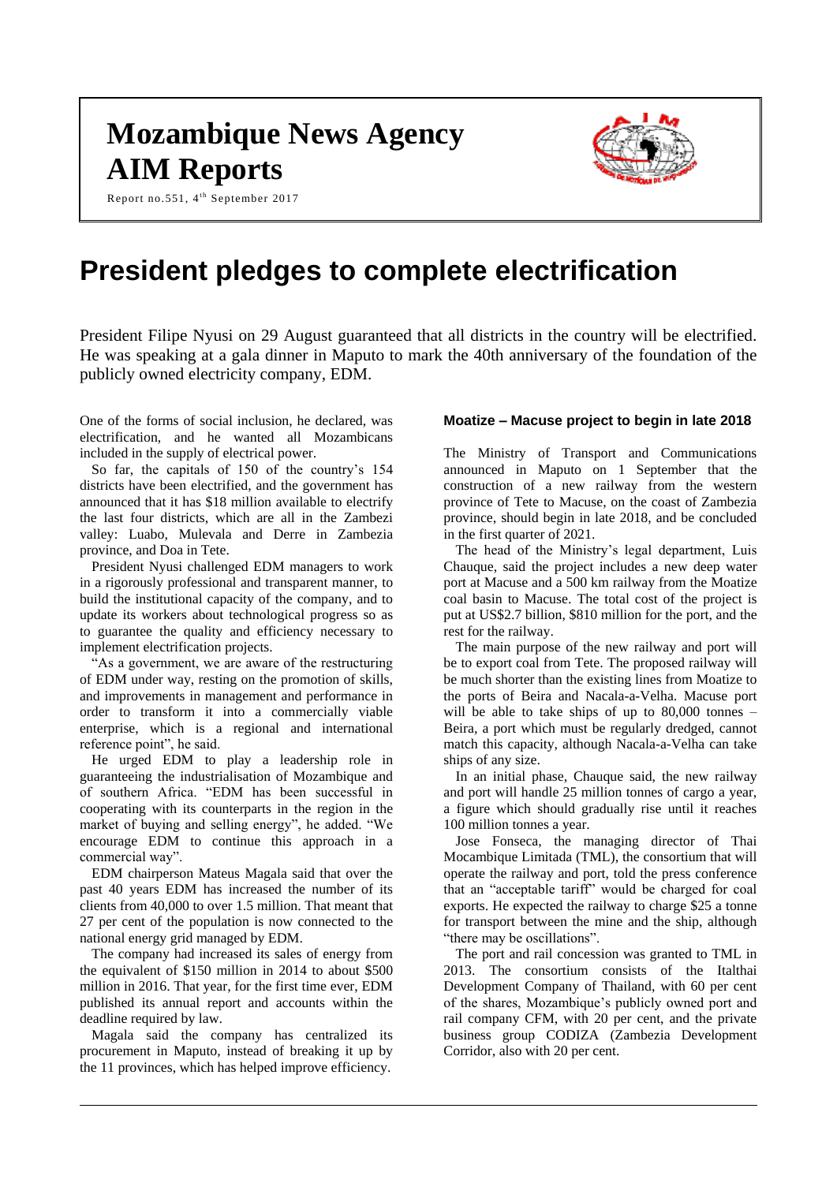# Mozambique News Agency
# AIM Reports

Report no.551, 4th September 2017

# President pledges to complete electrification

President Filipe Nyusi on 29 August guaranteed that all districts in the country will be electrified. He was speaking at a gala dinner in Maputo to mark the 40th anniversary of the foundation of the publicly owned electricity company, EDM.

One of the forms of social inclusion, he declared, was electrification, and he wanted all Mozambicans included in the supply of electrical power.

So far, the capitals of 150 of the country's 154 districts have been electrified, and the government has announced that it has $18 million available to electrify the last four districts, which are all in the Zambezi valley: Luabo, Mulevala and Derre in Zambezia province, and Doa in Tete.

President Nyusi challenged EDM managers to work in a rigorously professional and transparent manner, to build the institutional capacity of the company, and to update its workers about technological progress so as to guarantee the quality and efficiency necessary to implement electrification projects.

"As a government, we are aware of the restructuring of EDM under way, resting on the promotion of skills, and improvements in management and performance in order to transform it into a commercially viable enterprise, which is a regional and international reference point", he said.

He urged EDM to play a leadership role in guaranteeing the industrialisation of Mozambique and of southern Africa. "EDM has been successful in cooperating with its counterparts in the region in the market of buying and selling energy", he added. "We encourage EDM to continue this approach in a commercial way".

EDM chairperson Mateus Magala said that over the past 40 years EDM has increased the number of its clients from 40,000 to over 1.5 million. That meant that 27 per cent of the population is now connected to the national energy grid managed by EDM.

The company had increased its sales of energy from the equivalent of $150 million in 2014 to about $500 million in 2016. That year, for the first time ever, EDM published its annual report and accounts within the deadline required by law.

Magala said the company has centralized its procurement in Maputo, instead of breaking it up by the 11 provinces, which has helped improve efficiency.

### Moatize – Macuse project to begin in late 2018

The Ministry of Transport and Communications announced in Maputo on 1 September that the construction of a new railway from the western province of Tete to Macuse, on the coast of Zambezia province, should begin in late 2018, and be concluded in the first quarter of 2021.

The head of the Ministry's legal department, Luis Chauque, said the project includes a new deep water port at Macuse and a 500 km railway from the Moatize coal basin to Macuse. The total cost of the project is put at US$2.7 billion, $810 million for the port, and the rest for the railway.

The main purpose of the new railway and port will be to export coal from Tete. The proposed railway will be much shorter than the existing lines from Moatize to the ports of Beira and Nacala-a-Velha. Macuse port will be able to take ships of up to 80,000 tonnes – Beira, a port which must be regularly dredged, cannot match this capacity, although Nacala-a-Velha can take ships of any size.

In an initial phase, Chauque said, the new railway and port will handle 25 million tonnes of cargo a year, a figure which should gradually rise until it reaches 100 million tonnes a year.

Jose Fonseca, the managing director of Thai Mocambique Limitada (TML), the consortium that will operate the railway and port, told the press conference that an "acceptable tariff" would be charged for coal exports. He expected the railway to charge $25 a tonne for transport between the mine and the ship, although "there may be oscillations".

The port and rail concession was granted to TML in 2013. The consortium consists of the Italthai Development Company of Thailand, with 60 per cent of the shares, Mozambique's publicly owned port and rail company CFM, with 20 per cent, and the private business group CODIZA (Zambezia Development Corridor, also with 20 per cent.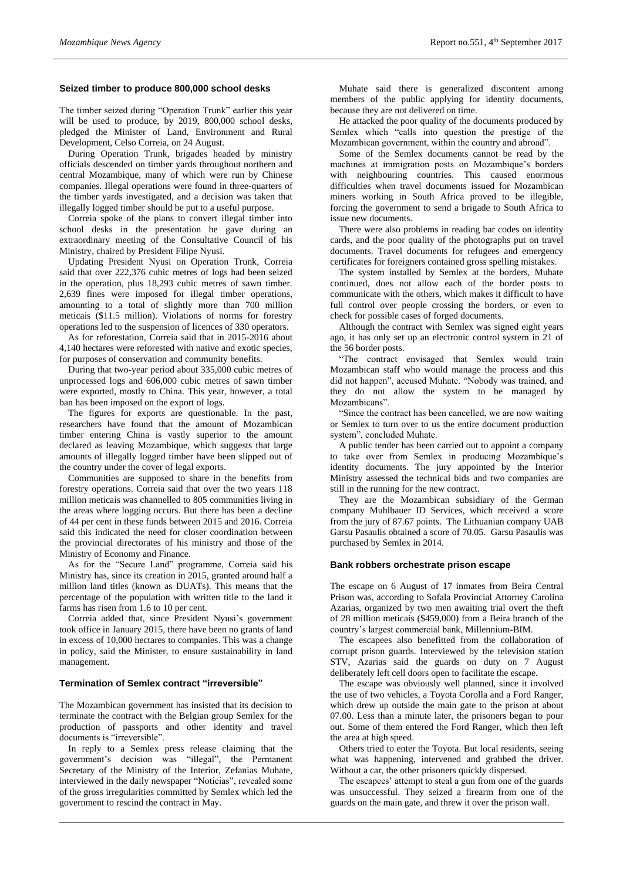## Seized timber to produce 800,000 school desks

The timber seized during "Operation Trunk" earlier this year will be used to produce, by 2019, 800,000 school desks, pledged the Minister of Land, Environment and Rural Development, Celso Correia, on 24 August.

During Operation Trunk, brigades headed by ministry officials descended on timber yards throughout northern and central Mozambique, many of which were run by Chinese companies. Illegal operations were found in three-quarters of the timber yards investigated, and a decision was taken that illegally logged timber should be put to a useful purpose.

Correia spoke of the plans to convert illegal timber into school desks in the presentation he gave during an extraordinary meeting of the Consultative Council of his Ministry, chaired by President Filipe Nyusi.

Updating President Nyusi on Operation Trunk, Correia said that over 222,376 cubic metres of logs had been seized in the operation, plus 18,293 cubic metres of sawn timber. 2,639 fines were imposed for illegal timber operations, amounting to a total of slightly more than 700 million meticais ($11.5 million). Violations of norms for forestry operations led to the suspension of licences of 330 operators.

As for reforestation, Correia said that in 2015-2016 about 4,140 hectares were reforested with native and exotic species, for purposes of conservation and community benefits.

During that two-year period about 335,000 cubic metres of unprocessed logs and 606,000 cubic metres of sawn timber were exported, mostly to China. This year, however, a total ban has been imposed on the export of logs.

The figures for exports are questionable. In the past, researchers have found that the amount of Mozambican timber entering China is vastly superior to the amount declared as leaving Mozambique, which suggests that large amounts of illegally logged timber have been slipped out of the country under the cover of legal exports.

Communities are supposed to share in the benefits from forestry operations. Correia said that over the two years 118 million meticais was channelled to 805 communities living in the areas where logging occurs. But there has been a decline of 44 per cent in these funds between 2015 and 2016. Correia said this indicated the need for closer coordination between the provincial directorates of his ministry and those of the Ministry of Economy and Finance.

As for the "Secure Land" programme, Correia said his Ministry has, since its creation in 2015, granted around half a million land titles (known as DUATs). This means that the percentage of the population with written title to the land it farms has risen from 1.6 to 10 per cent.

Correia added that, since President Nyusi's government took office in January 2015, there have been no grants of land in excess of 10,000 hectares to companies. This was a change in policy, said the Minister, to ensure sustainability in land management.

## Termination of Semlex contract "irreversible"

The Mozambican government has insisted that its decision to terminate the contract with the Belgian group Semlex for the production of passports and other identity and travel documents is "irreversible".

In reply to a Semlex press release claiming that the government's decision was "illegal", the Permanent Secretary of the Ministry of the Interior, Zefanias Muhate, interviewed in the daily newspaper "Noticias", revealed some of the gross irregularities committed by Semlex which led the government to rescind the contract in May.

Muhate said there is generalized discontent among members of the public applying for identity documents, because they are not delivered on time.

He attacked the poor quality of the documents produced by Semlex which "calls into question the prestige of the Mozambican government, within the country and abroad".

Some of the Semlex documents cannot be read by the machines at immigration posts on Mozambique's borders with neighbouring countries. This caused enormous difficulties when travel documents issued for Mozambican miners working in South Africa proved to be illegible, forcing the government to send a brigade to South Africa to issue new documents.

There were also problems in reading bar codes on identity cards, and the poor quality of the photographs put on travel documents. Travel documents for refugees and emergency certificates for foreigners contained gross spelling mistakes.

The system installed by Semlex at the borders, Muhate continued, does not allow each of the border posts to communicate with the others, which makes it difficult to have full control over people crossing the borders, or even to check for possible cases of forged documents.

Although the contract with Semlex was signed eight years ago, it has only set up an electronic control system in 21 of the 56 border posts.

"The contract envisaged that Semlex would train Mozambican staff who would manage the process and this did not happen", accused Muhate. "Nobody was trained, and they do not allow the system to be managed by Mozambicans".

"Since the contract has been cancelled, we are now waiting or Semlex to turn over to us the entire document production system", concluded Muhate.

A public tender has been carried out to appoint a company to take over from Semlex in producing Mozambique's identity documents. The jury appointed by the Interior Ministry assessed the technical bids and two companies are still in the running for the new contract.

They are the Mozambican subsidiary of the German company Muhlbauer ID Services, which received a score from the jury of 87.67 points. The Lithuanian company UAB Garsu Pasaulis obtained a score of 70.05. Garsu Pasaulis was purchased by Semlex in 2014.

## Bank robbers orchestrate prison escape

The escape on 6 August of 17 inmates from Beira Central Prison was, according to Sofala Provincial Attorney Carolina Azarias, organized by two men awaiting trial overt the theft of 28 million meticais ($459,000) from a Beira branch of the country's largest commercial bank, Millennium-BIM.

The escapees also benefitted from the collaboration of corrupt prison guards. Interviewed by the television station STV, Azarias said the guards on duty on 7 August deliberately left cell doors open to facilitate the escape.

The escape was obviously well planned, since it involved the use of two vehicles, a Toyota Corolla and a Ford Ranger, which drew up outside the main gate to the prison at about 07.00. Less than a minute later, the prisoners began to pour out. Some of them entered the Ford Ranger, which then left the area at high speed.

Others tried to enter the Toyota. But local residents, seeing what was happening, intervened and grabbed the driver. Without a car, the other prisoners quickly dispersed.

The escapees' attempt to steal a gun from one of the guards was unsuccessful. They seized a firearm from one of the guards on the main gate, and threw it over the prison wall.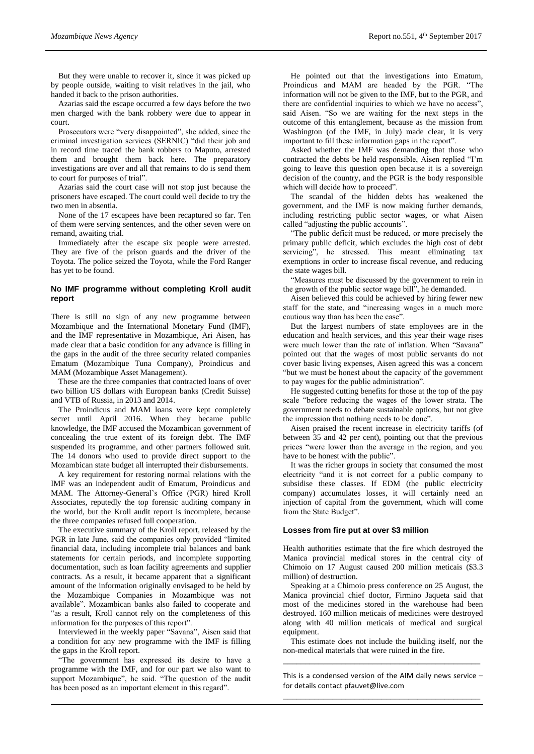But they were unable to recover it, since it was picked up by people outside, waiting to visit relatives in the jail, who handed it back to the prison authorities.

Azarias said the escape occurred a few days before the two men charged with the bank robbery were due to appear in court.

Prosecutors were "very disappointed", she added, since the criminal investigation services (SERNIC) "did their job and in record time traced the bank robbers to Maputo, arrested them and brought them back here. The preparatory investigations are over and all that remains to do is send them to court for purposes of trial".

Azarias said the court case will not stop just because the prisoners have escaped. The court could well decide to try the two men in absentia.

None of the 17 escapees have been recaptured so far. Ten of them were serving sentences, and the other seven were on remand, awaiting trial.

Immediately after the escape six people were arrested. They are five of the prison guards and the driver of the Toyota. The police seized the Toyota, while the Ford Ranger has yet to be found.

### No IMF programme without completing Kroll audit report

There is still no sign of any new programme between Mozambique and the International Monetary Fund (IMF), and the IMF representative in Mozambique, Ari Aisen, has made clear that a basic condition for any advance is filling in the gaps in the audit of the three security related companies Ematum (Mozambique Tuna Company), Proindicus and MAM (Mozambique Asset Management).

These are the three companies that contracted loans of over two billion US dollars with European banks (Credit Suisse) and VTB of Russia, in 2013 and 2014.

The Proindicus and MAM loans were kept completely secret until April 2016. When they became public knowledge, the IMF accused the Mozambican government of concealing the true extent of its foreign debt. The IMF suspended its programme, and other partners followed suit. The 14 donors who used to provide direct support to the Mozambican state budget all interrupted their disbursements.

A key requirement for restoring normal relations with the IMF was an independent audit of Ematum, Proindicus and MAM. The Attorney-General's Office (PGR) hired Kroll Associates, reputedly the top forensic auditing company in the world, but the Kroll audit report is incomplete, because the three companies refused full cooperation.

The executive summary of the Kroll report, released by the PGR in late June, said the companies only provided "limited financial data, including incomplete trial balances and bank statements for certain periods, and incomplete supporting documentation, such as loan facility agreements and supplier contracts. As a result, it became apparent that a significant amount of the information originally envisaged to be held by the Mozambique Companies in Mozambique was not available". Mozambican banks also failed to cooperate and "as a result, Kroll cannot rely on the completeness of this information for the purposes of this report".

Interviewed in the weekly paper "Savana", Aisen said that a condition for any new programme with the IMF is filling the gaps in the Kroll report.

"The government has expressed its desire to have a programme with the IMF, and for our part we also want to support Mozambique", he said. "The question of the audit has been posed as an important element in this regard".

He pointed out that the investigations into Ematum, Proindicus and MAM are headed by the PGR. "The information will not be given to the IMF, but to the PGR, and there are confidential inquiries to which we have no access", said Aisen. "So we are waiting for the next steps in the outcome of this entanglement, because as the mission from Washington (of the IMF, in July) made clear, it is very important to fill these information gaps in the report".

Asked whether the IMF was demanding that those who contracted the debts be held responsible, Aisen replied "I'm going to leave this question open because it is a sovereign decision of the country, and the PGR is the body responsible which will decide how to proceed".

The scandal of the hidden debts has weakened the government, and the IMF is now making further demands, including restricting public sector wages, or what Aisen called "adjusting the public accounts".

"The public deficit must be reduced, or more precisely the primary public deficit, which excludes the high cost of debt servicing", he stressed. This meant eliminating tax exemptions in order to increase fiscal revenue, and reducing the state wages bill.

"Measures must be discussed by the government to rein in the growth of the public sector wage bill", he demanded.

Aisen believed this could be achieved by hiring fewer new staff for the state, and "increasing wages in a much more cautious way than has been the case".

But the largest numbers of state employees are in the education and health services, and this year their wage rises were much lower than the rate of inflation. When "Savana" pointed out that the wages of most public servants do not cover basic living expenses, Aisen agreed this was a concern "but we must be honest about the capacity of the government to pay wages for the public administration".

He suggested cutting benefits for those at the top of the pay scale "before reducing the wages of the lower strata. The government needs to debate sustainable options, but not give the impression that nothing needs to be done".

Aisen praised the recent increase in electricity tariffs (of between 35 and 42 per cent), pointing out that the previous prices "were lower than the average in the region, and you have to be honest with the public".

It was the richer groups in society that consumed the most electricity "and it is not correct for a public company to subsidise these classes. If EDM (the public electricity company) accumulates losses, it will certainly need an injection of capital from the government, which will come from the State Budget".

### Losses from fire put at over $3 million

Health authorities estimate that the fire which destroyed the Manica provincial medical stores in the central city of Chimoio on 17 August caused 200 million meticais ($3.3 million) of destruction.

Speaking at a Chimoio press conference on 25 August, the Manica provincial chief doctor, Firmino Jaqueta said that most of the medicines stored in the warehouse had been destroyed. 160 million meticais of medicines were destroyed along with 40 million meticais of medical and surgical equipment.

This estimate does not include the building itself, nor the non-medical materials that were ruined in the fire.

---

This is a condensed version of the AIM daily news service – for details contact pfauvet@live.com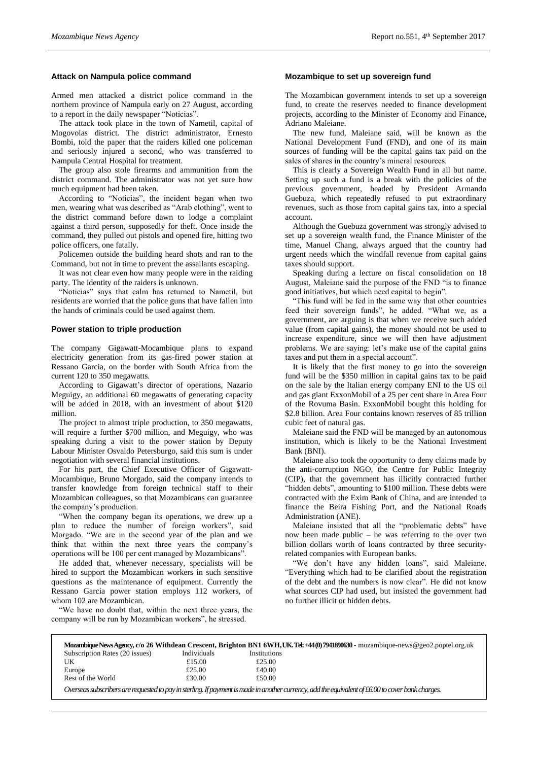## Attack on Nampula police command

Armed men attacked a district police command in the northern province of Nampula early on 27 August, according to a report in the daily newspaper "Noticias".

The attack took place in the town of Nametil, capital of Mogovolas district. The district administrator, Ernesto Bombi, told the paper that the raiders killed one policeman and seriously injured a second, who was transferred to Nampula Central Hospital for treatment.

The group also stole firearms and ammunition from the district command. The administrator was not yet sure how much equipment had been taken.

According to "Noticias", the incident began when two men, wearing what was described as "Arab clothing", went to the district command before dawn to lodge a complaint against a third person, supposedly for theft. Once inside the command, they pulled out pistols and opened fire, hitting two police officers, one fatally.

Policemen outside the building heard shots and ran to the Command, but not in time to prevent the assailants escaping.

It was not clear even how many people were in the raiding party. The identity of the raiders is unknown.

"Noticias" says that calm has returned to Nametil, but residents are worried that the police guns that have fallen into the hands of criminals could be used against them.

## Power station to triple production

The company Gigawatt-Mocambique plans to expand electricity generation from its gas-fired power station at Ressano Garcia, on the border with South Africa from the current 120 to 350 megawatts.

According to Gigawatt's director of operations, Nazario Meguigy, an additional 60 megawatts of generating capacity will be added in 2018, with an investment of about \$120 million.

The project to almost triple production, to 350 megawatts, will require a further \$700 million, and Meguigy, who was speaking during a visit to the power station by Deputy Labour Minister Osvaldo Petersburgo, said this sum is under negotiation with several financial institutions.

For his part, the Chief Executive Officer of Gigawatt-Mocambique, Bruno Morgado, said the company intends to transfer knowledge from foreign technical staff to their Mozambican colleagues, so that Mozambicans can guarantee the company's production.

"When the company began its operations, we drew up a plan to reduce the number of foreign workers", said Morgado. "We are in the second year of the plan and we think that within the next three years the company's operations will be 100 per cent managed by Mozambicans".

He added that, whenever necessary, specialists will be hired to support the Mozambican workers in such sensitive questions as the maintenance of equipment. Currently the Ressano Garcia power station employs 112 workers, of whom 102 are Mozambican.

"We have no doubt that, within the next three years, the company will be run by Mozambican workers", he stressed.

## Mozambique to set up sovereign fund

The Mozambican government intends to set up a sovereign fund, to create the reserves needed to finance development projects, according to the Minister of Economy and Finance, Adriano Maleiane.

The new fund, Maleiane said, will be known as the National Development Fund (FND), and one of its main sources of funding will be the capital gains tax paid on the sales of shares in the country's mineral resources.

This is clearly a Sovereign Wealth Fund in all but name. Setting up such a fund is a break with the policies of the previous government, headed by President Armando Guebuza, which repeatedly refused to put extraordinary revenues, such as those from capital gains tax, into a special account.

Although the Guebuza government was strongly advised to set up a sovereign wealth fund, the Finance Minister of the time, Manuel Chang, always argued that the country had urgent needs which the windfall revenue from capital gains taxes should support.

Speaking during a lecture on fiscal consolidation on 18 August, Maleiane said the purpose of the FND "is to finance good initiatives, but which need capital to begin".

"This fund will be fed in the same way that other countries feed their sovereign funds", he added. "What we, as a government, are arguing is that when we receive such added value (from capital gains), the money should not be used to increase expenditure, since we will then have adjustment problems. We are saying: let's make use of the capital gains taxes and put them in a special account".

It is likely that the first money to go into the sovereign fund will be the \$350 million in capital gains tax to be paid on the sale by the Italian energy company ENI to the US oil and gas giant ExxonMobil of a 25 per cent share in Area Four of the Rovuma Basin. ExxonMobil bought this holding for \$2.8 billion. Area Four contains known reserves of 85 trillion cubic feet of natural gas.

Maleiane said the FND will be managed by an autonomous institution, which is likely to be the National Investment Bank (BNI).

Maleiane also took the opportunity to deny claims made by the anti-corruption NGO, the Centre for Public Integrity (CIP), that the government has illicitly contracted further "hidden debts", amounting to \$100 million. These debts were contracted with the Exim Bank of China, and are intended to finance the Beira Fishing Port, and the National Roads Administration (ANE).

Maleiane insisted that all the "problematic debts" have now been made public – he was referring to the over two billion dollars worth of loans contracted by three security-related companies with European banks.

"We don't have any hidden loans", said Maleiane. "Everything which had to be clarified about the registration of the debt and the numbers is now clear". He did not know what sources CIP had used, but insisted the government had no further illicit or hidden debts.

**Mozambique News Agency, c/o 26 Withdean Crescent, Brighton BN1 6WH, UK. Tel: +44 (0) 7941890630** - mozambique-news@geo2.poptel.org.uk

| Subscription Rates (20 issues) | Individuals | Institutions |
|---|---|---|
| UK | £15.00 | £25.00 |
| Europe | £25.00 | £40.00 |
| Rest of the World | £30.00 | £50.00 |

*Overseas subscribers are requested to pay in sterling. If payment is made in another currency, add the equivalent of £6.00 to cover bank charges.*